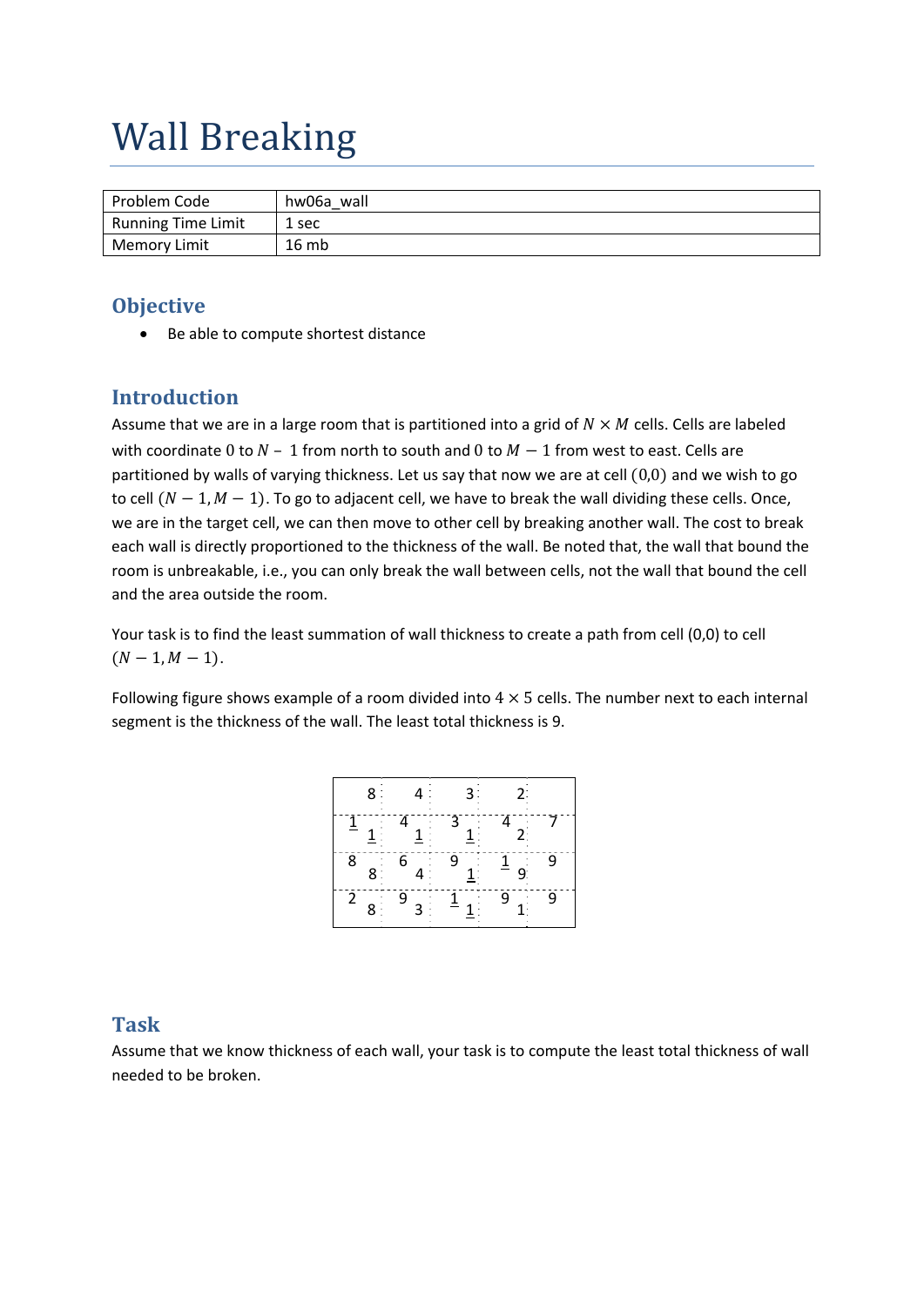# Wall Breaking

| Problem Code | hw06a_wall |
|---|---|
| Running Time Limit | 1 sec |
| Memory Limit | 16 mb |

## Objective

- Be able to compute shortest distance

## Introduction

Assume that we are in a large room that is partitioned into a grid of $N \times M$ cells. Cells are labeled with coordinate $0$ to $N - 1$ from north to south and $0$ to $M - 1$ from west to east. Cells are partitioned by walls of varying thickness. Let us say that now we are at cell $(0,0)$ and we wish to go to cell $(N - 1, M - 1)$. To go to adjacent cell, we have to break the wall dividing these cells. Once, we are in the target cell, we can then move to other cell by breaking another wall. The cost to break each wall is directly proportioned to the thickness of the wall. Be noted that, the wall that bound the room is unbreakable, i.e., you can only break the wall between cells, not the wall that bound the cell and the area outside the room.

Your task is to find the least summation of wall thickness to create a path from cell (0,0) to cell $(N - 1, M - 1)$.

Following figure shows example of a room divided into $4 \times 5$ cells. The number next to each internal segment is the thickness of the wall. The least total thickness is 9.

|   |   |   |   |   |
|---|---|---|---|---|
| 8 | 4 | 3 | 2 | |
| 1 1 | 4 1 | 3 1 | 4 2 | 7 |
| 8 8 | 6 4 | 9 1 | 1 9 | 9 |
| 2 8 | 9 3 | 1 1 | 9 1 | 9 |

## Task

Assume that we know thickness of each wall, your task is to compute the least total thickness of wall needed to be broken.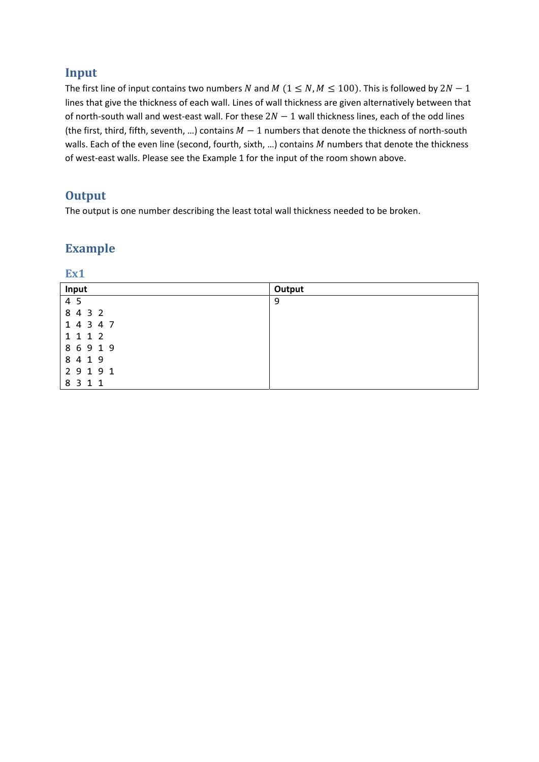## Input

The first line of input contains two numbers $N$ and $M$ ($1 \leq N, M \leq 100$). This is followed by $2N - 1$ lines that give the thickness of each wall. Lines of wall thickness are given alternatively between that of north-south wall and west-east wall. For these $2N - 1$ wall thickness lines, each of the odd lines (the first, third, fifth, seventh, …) contains $M - 1$ numbers that denote the thickness of north-south walls. Each of the even line (second, fourth, sixth, …) contains $M$ numbers that denote the thickness of west-east walls. Please see the Example 1 for the input of the room shown above.

## Output

The output is one number describing the least total wall thickness needed to be broken.

## Example

### Ex1

| Input | Output |
|---|---|
| 4 5<br>8 4 3 2<br>1 4 3 4 7<br>1 1 1 2<br>8 6 9 1 9<br>8 4 1 9<br>2 9 1 9 1<br>8 3 1 1 | 9 |